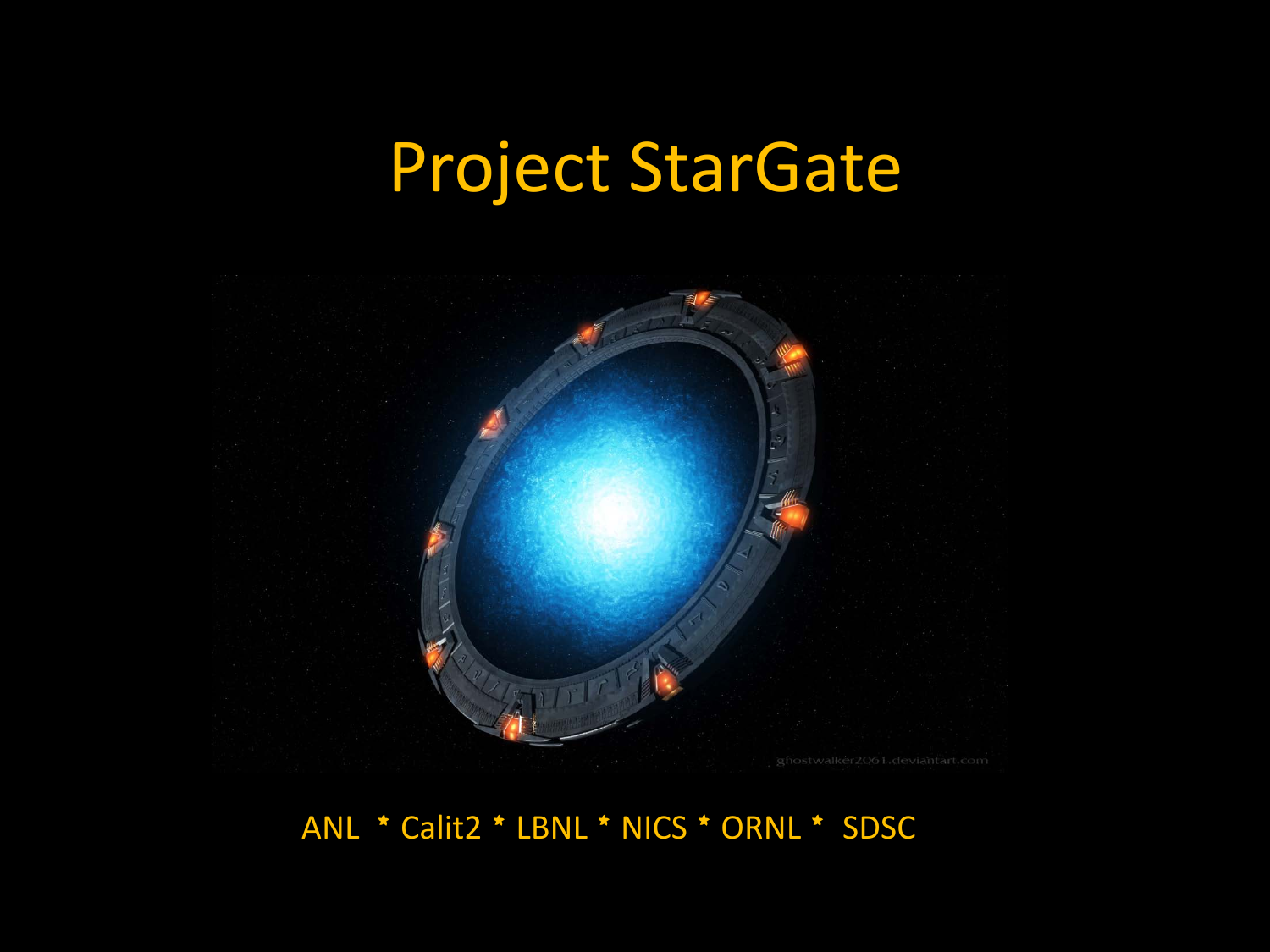# Project StarGate

ANL * Calit2 * LBNL * NICS * ORNL * SDSC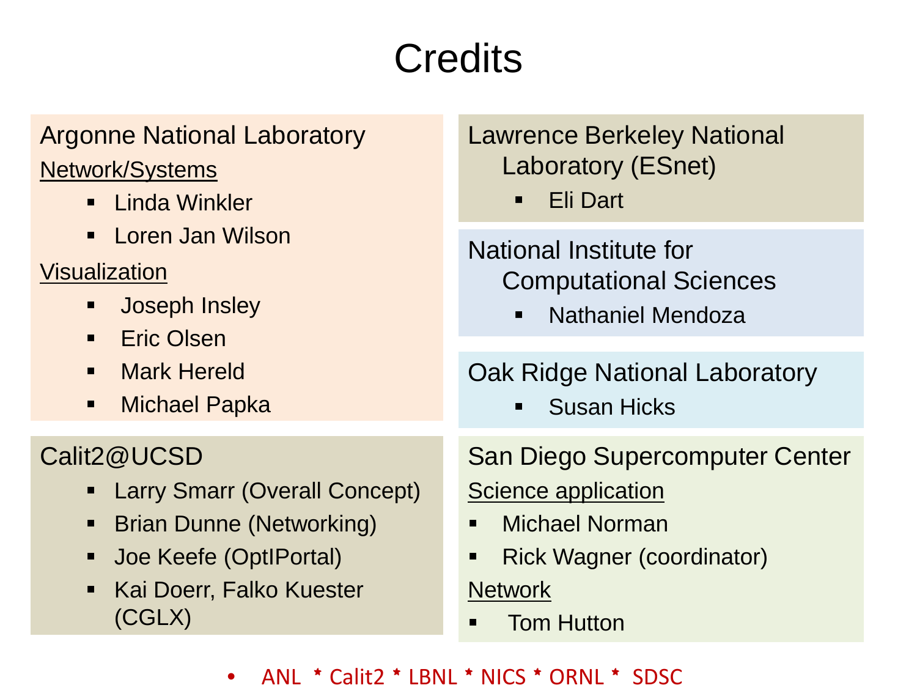# Credits

## Argonne National Laboratory

Network/Systems

- Linda Winkler
- Loren Jan Wilson

Visualization

- Joseph Insley
- Eric Olsen
- Mark Hereld
- Michael Papka

## Calit2@UCSD

- Larry Smarr (Overall Concept)
- Brian Dunne (Networking)
- Joe Keefe (OptIPortal)
- Kai Doerr, Falko Kuester (CGLX)

## Lawrence Berkeley National Laboratory (ESnet)

- Eli Dart

## National Institute for Computational Sciences

- Nathaniel Mendoza

## Oak Ridge National Laboratory

- Susan Hicks

## San Diego Supercomputer Center

Science application

- Michael Norman
- Rick Wagner (coordinator)

Network

- Tom Hutton

- ANL * Calit2 * LBNL * NICS * ORNL * SDSC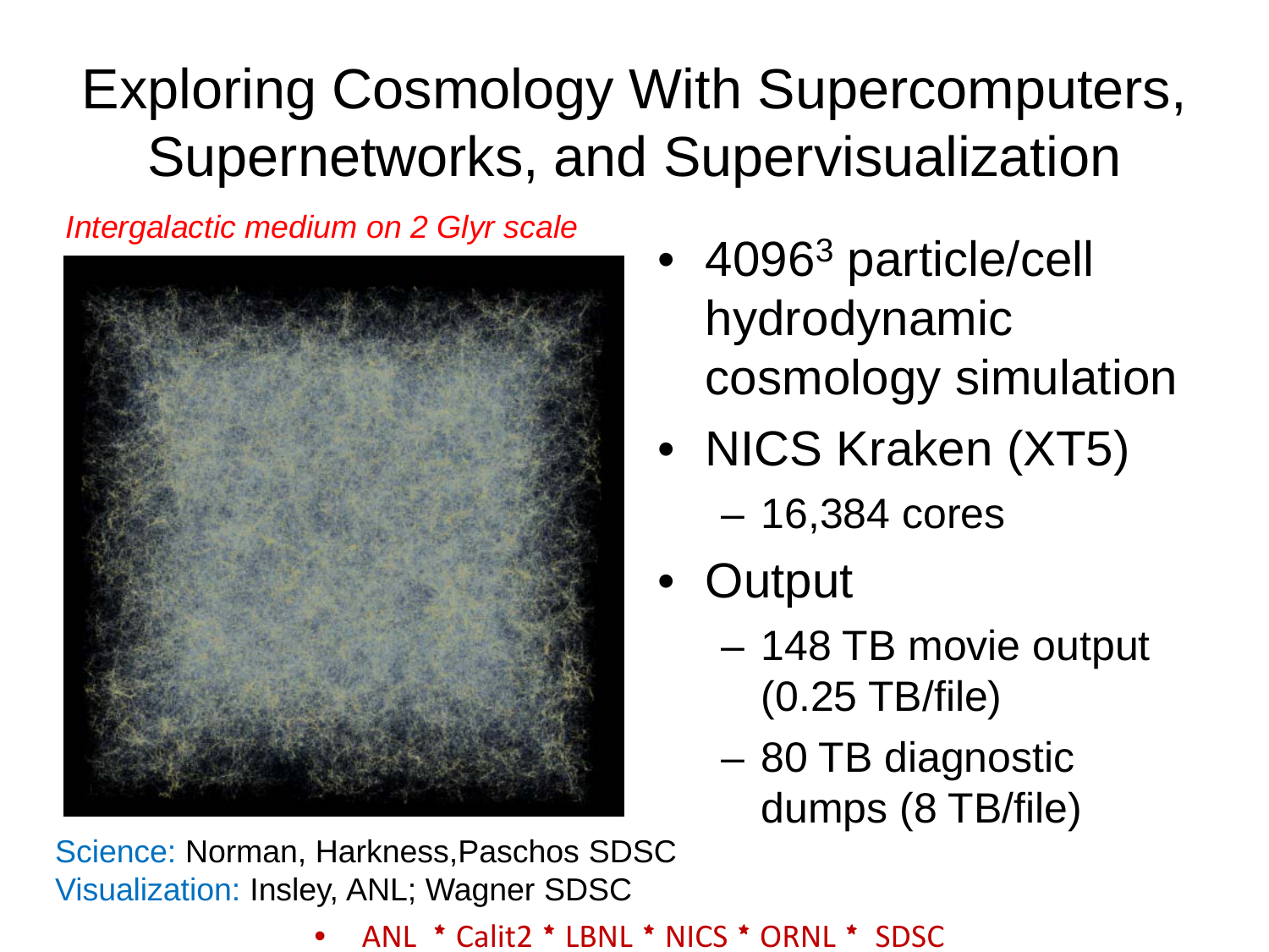# Exploring Cosmology With Supercomputers, Supernetworks, and Supervisualization

*Intergalactic medium on 2 Glyr scale*

- $4096^3$ particle/cell hydrodynamic cosmology simulation
- NICS Kraken (XT5)
  - 16,384 cores
- Output
  - 148 TB movie output (0.25 TB/file)
  - 80 TB diagnostic dumps (8 TB/file)

Science: Norman, Harkness,Paschos SDSC
Visualization: Insley, ANL; Wagner SDSC

- ANL * Calit2 * LBNL * NICS * ORNL * SDSC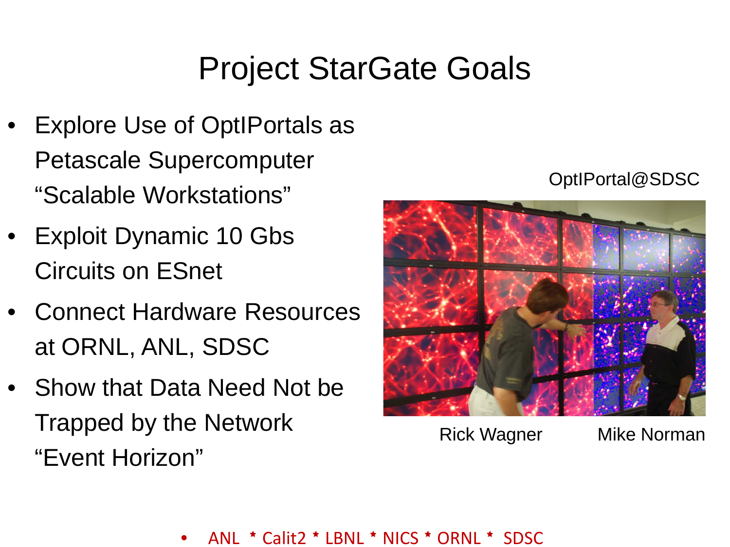# Project StarGate Goals

- Explore Use of OptIPortals as Petascale Supercomputer "Scalable Workstations"
- Exploit Dynamic 10 Gbs Circuits on ESnet
- Connect Hardware Resources at ORNL, ANL, SDSC
- Show that Data Need Not be Trapped by the Network "Event Horizon"

OptIPortal@SDSC

Rick Wagner Mike Norman

- ANL * Calit2 * LBNL * NICS * ORNL * SDSC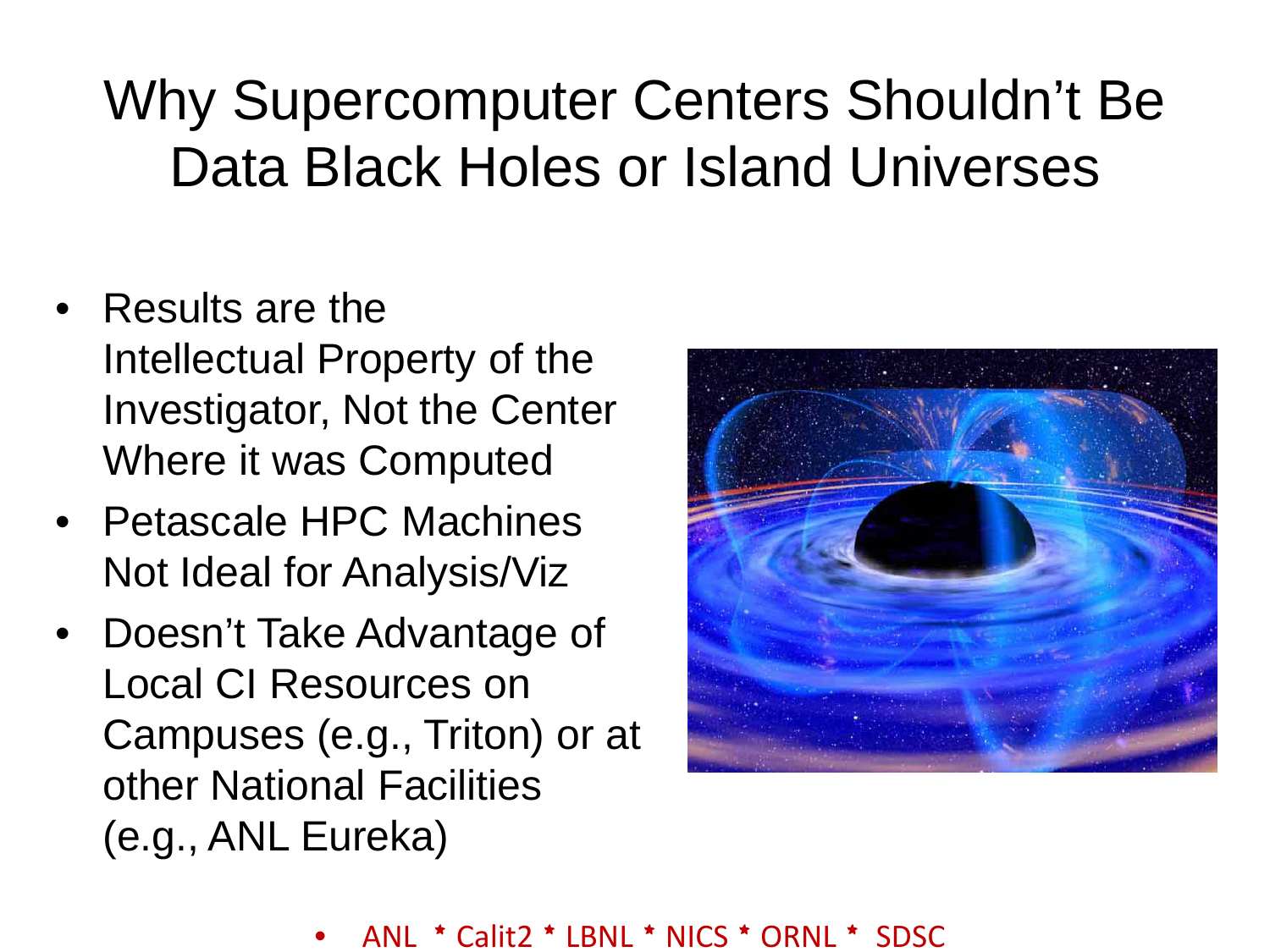# Why Supercomputer Centers Shouldn't Be Data Black Holes or Island Universes

- Results are the Intellectual Property of the Investigator, Not the Center Where it was Computed
- Petascale HPC Machines Not Ideal for Analysis/Viz
- Doesn't Take Advantage of Local CI Resources on Campuses (e.g., Triton) or at other National Facilities (e.g., ANL Eureka)

- ANL * Calit2 * LBNL * NICS * ORNL * SDSC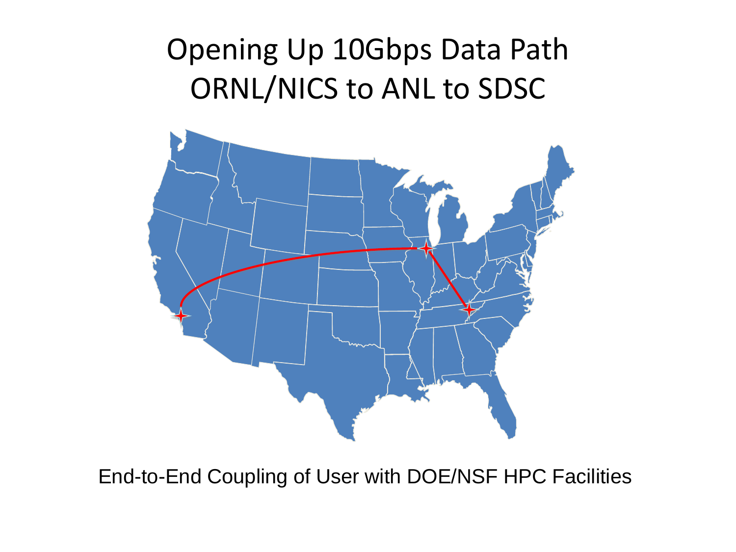# Opening Up 10Gbps Data Path ORNL/NICS to ANL to SDSC

End-to-End Coupling of User with DOE/NSF HPC Facilities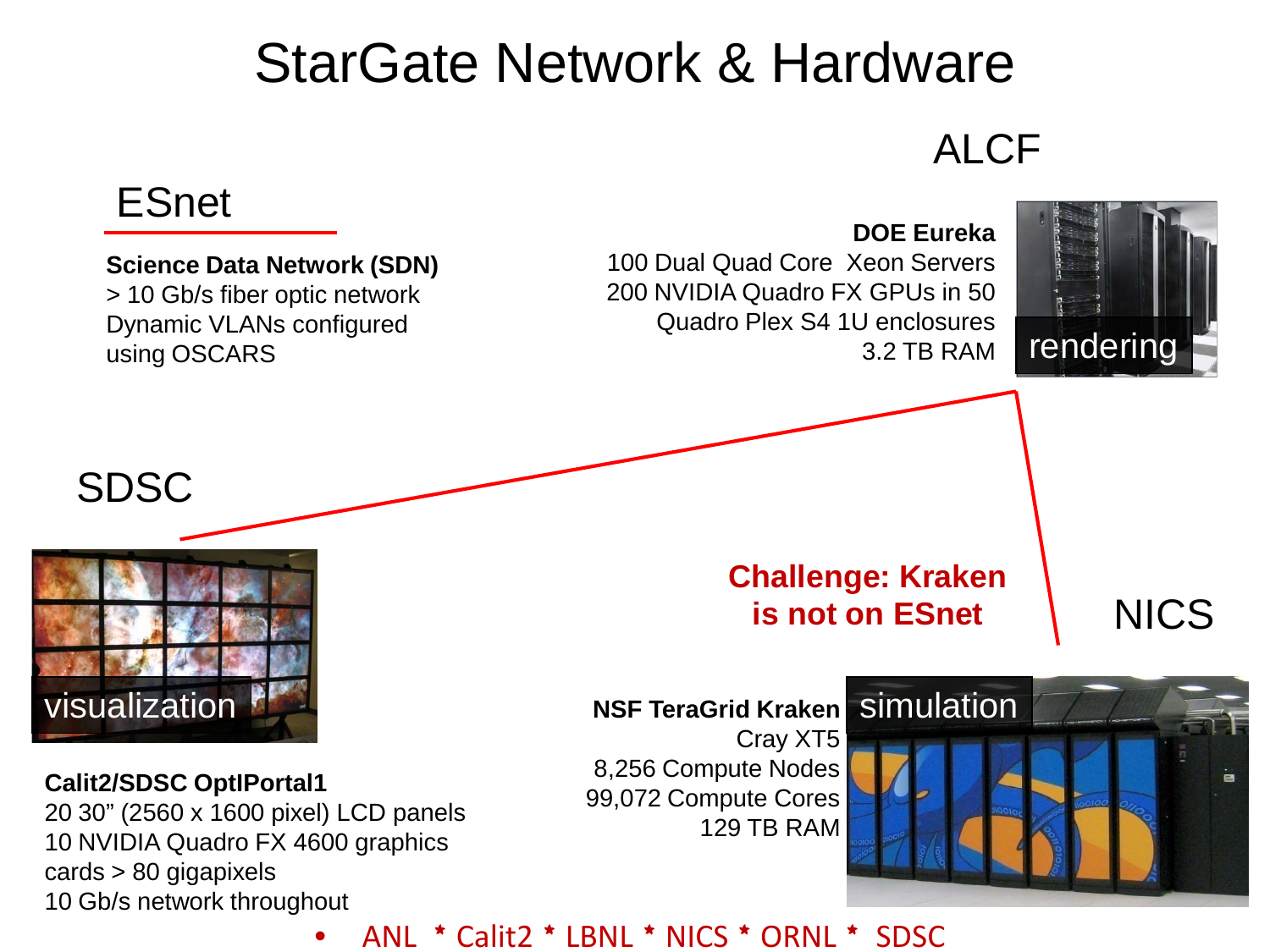# StarGate Network & Hardware

## ESnet

**Science Data Network (SDN)**
> 10 Gb/s fiber optic network
Dynamic VLANs configured using OSCARS

## ALCF

**DOE Eureka**
100 Dual Quad Core Xeon Servers
200 NVIDIA Quadro FX GPUs in 50 Quadro Plex S4 1U enclosures
3.2 TB RAM

rendering

## SDSC

visualization

**Calit2/SDSC OptIPortal1**
20 30" (2560 x 1600 pixel) LCD panels
10 NVIDIA Quadro FX 4600 graphics cards > 80 gigapixels
10 Gb/s network throughout

**Challenge: Kraken is not on ESnet**

## NICS

**NSF TeraGrid Kraken**
Cray XT5
8,256 Compute Nodes
99,072 Compute Cores
129 TB RAM

simulation

- ANL * Calit2 * LBNL * NICS * ORNL * SDSC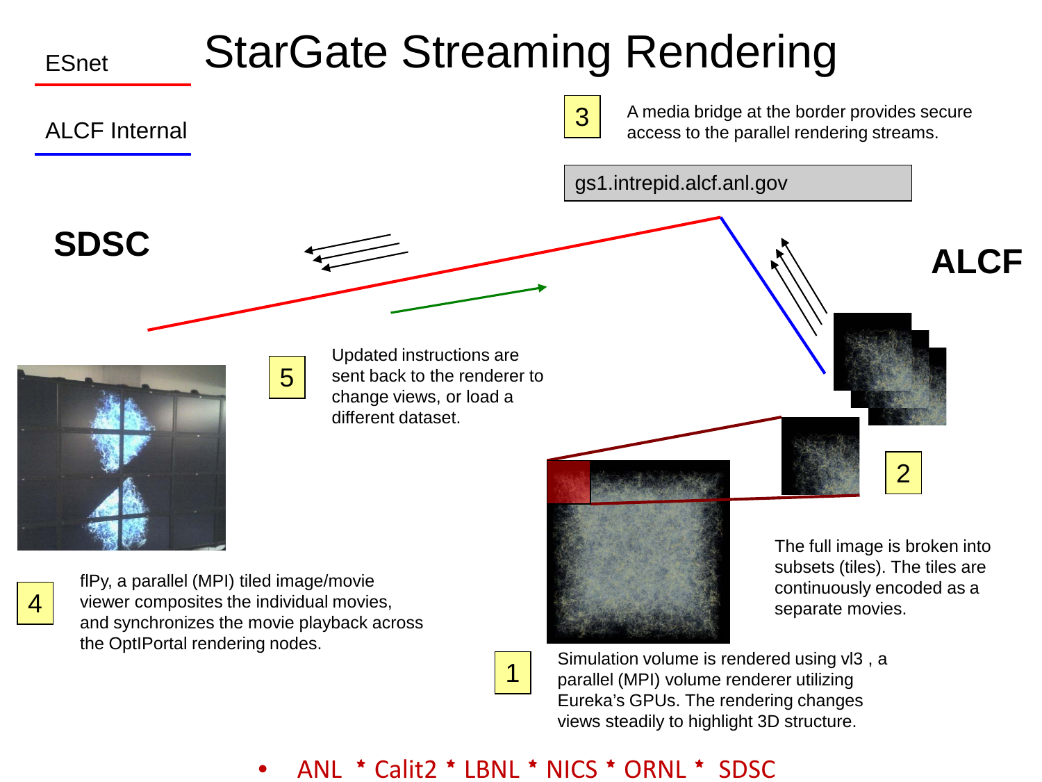# StarGate Streaming Rendering

ESnet

ALCF Internal

3 A media bridge at the border provides secure access to the parallel rendering streams.

gs1.intrepid.alcf.anl.gov

SDSC

ALCF

5 Updated instructions are sent back to the renderer to change views, or load a different dataset.

2 The full image is broken into subsets (tiles). The tiles are continuously encoded as a separate movies.

4 flPy, a parallel (MPI) tiled image/movie viewer composites the individual movies, and synchronizes the movie playback across the OptIPortal rendering nodes.

1 Simulation volume is rendered using vl3 , a parallel (MPI) volume renderer utilizing Eureka's GPUs. The rendering changes views steadily to highlight 3D structure.

- ANL * Calit2 * LBNL * NICS * ORNL * SDSC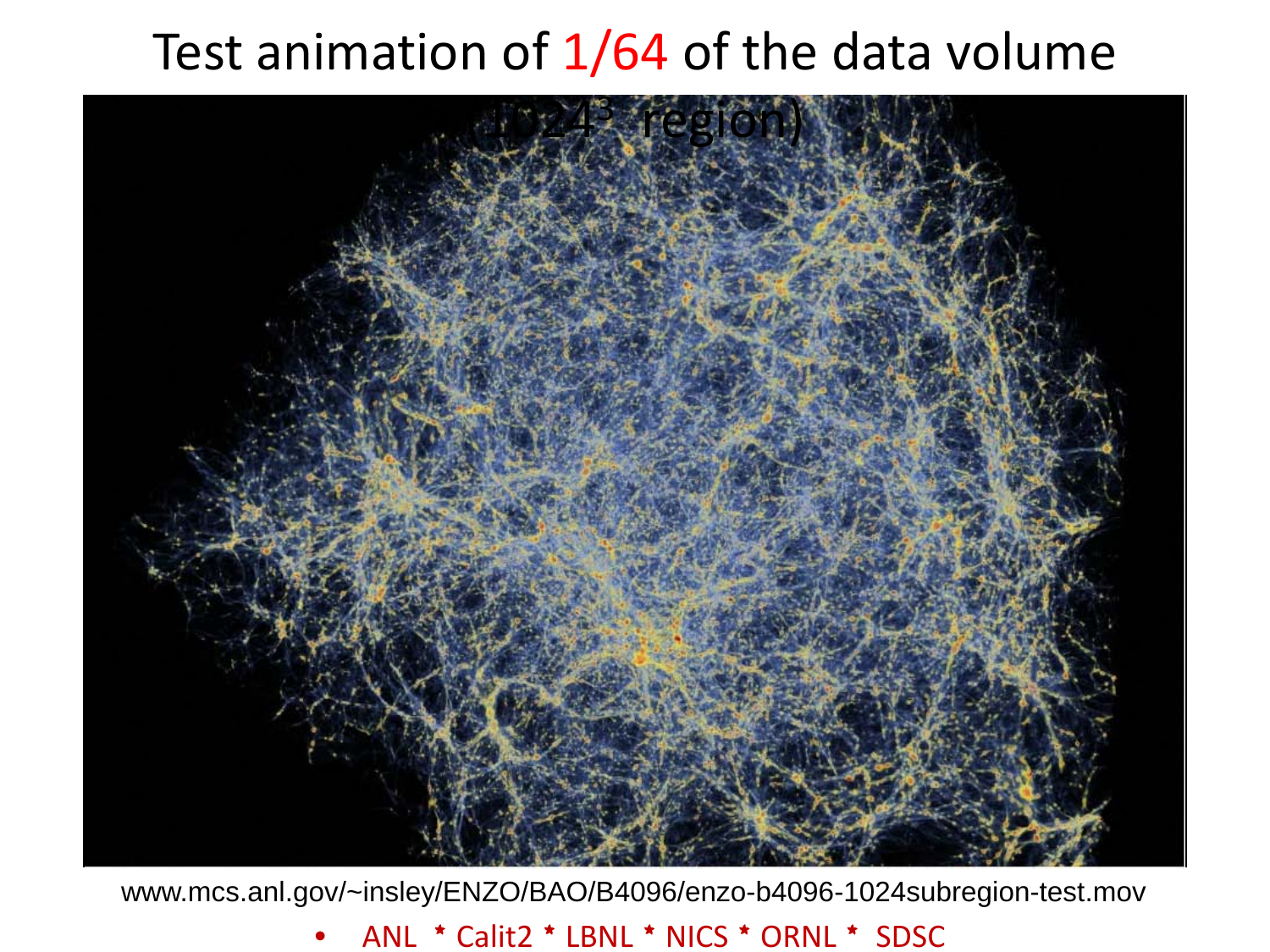# Test animation of 1/64 of the data volume

($1024^3$ region)

www.mcs.anl.gov/~insley/ENZO/BAO/B4096/enzo-b4096-1024subregion-test.mov

- ANL * Calit2 * LBNL * NICS * ORNL * SDSC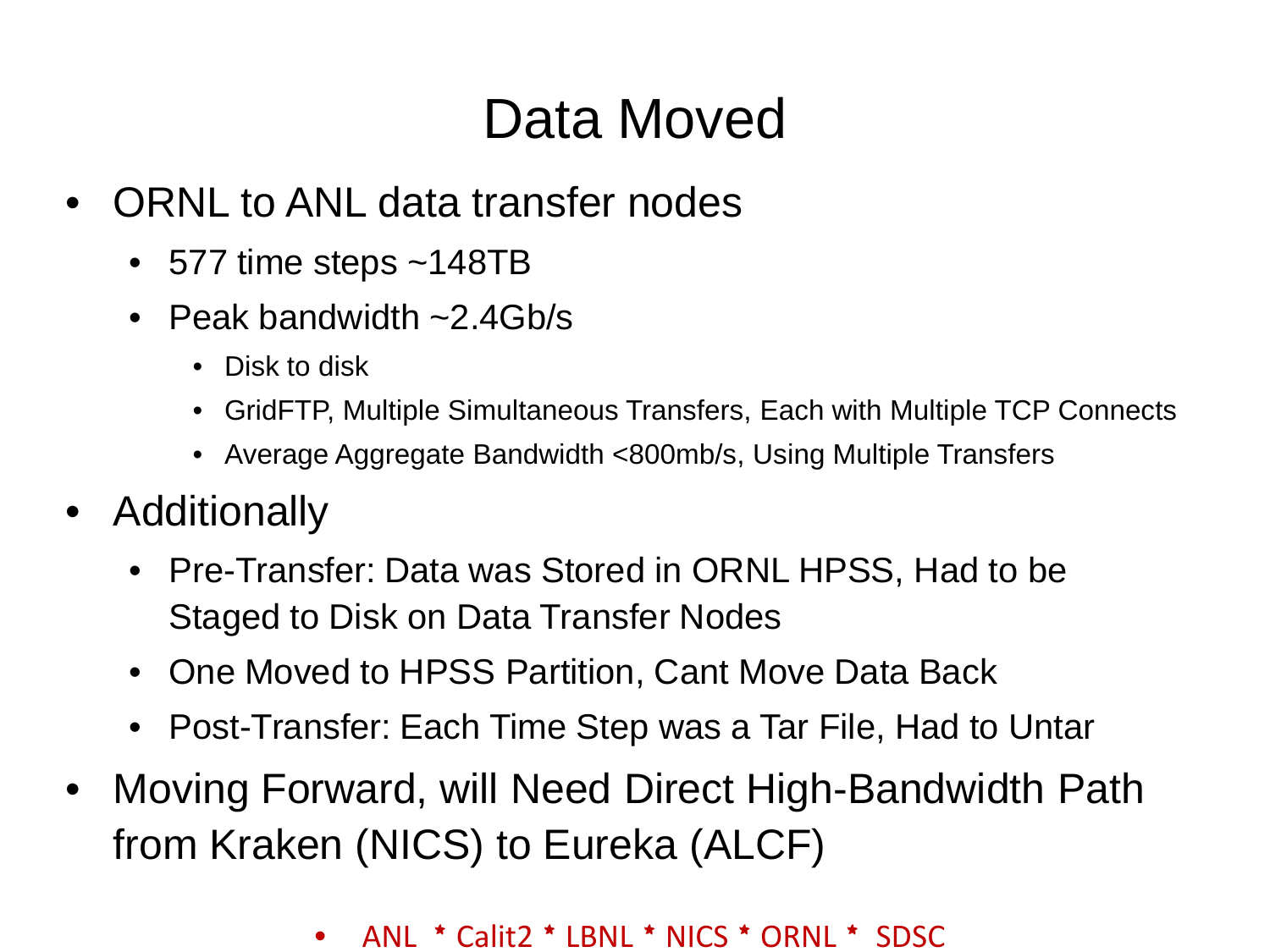# Data Moved

- ORNL to ANL data transfer nodes
  - 577 time steps ~148TB
  - Peak bandwidth ~2.4Gb/s
    - Disk to disk
    - GridFTP, Multiple Simultaneous Transfers, Each with Multiple TCP Connects
    - Average Aggregate Bandwidth <800mb/s, Using Multiple Transfers
- Additionally
  - Pre-Transfer: Data was Stored in ORNL HPSS, Had to be Staged to Disk on Data Transfer Nodes
  - One Moved to HPSS Partition, Cant Move Data Back
  - Post-Transfer: Each Time Step was a Tar File, Had to Untar
- Moving Forward, will Need Direct High-Bandwidth Path from Kraken (NICS) to Eureka (ALCF)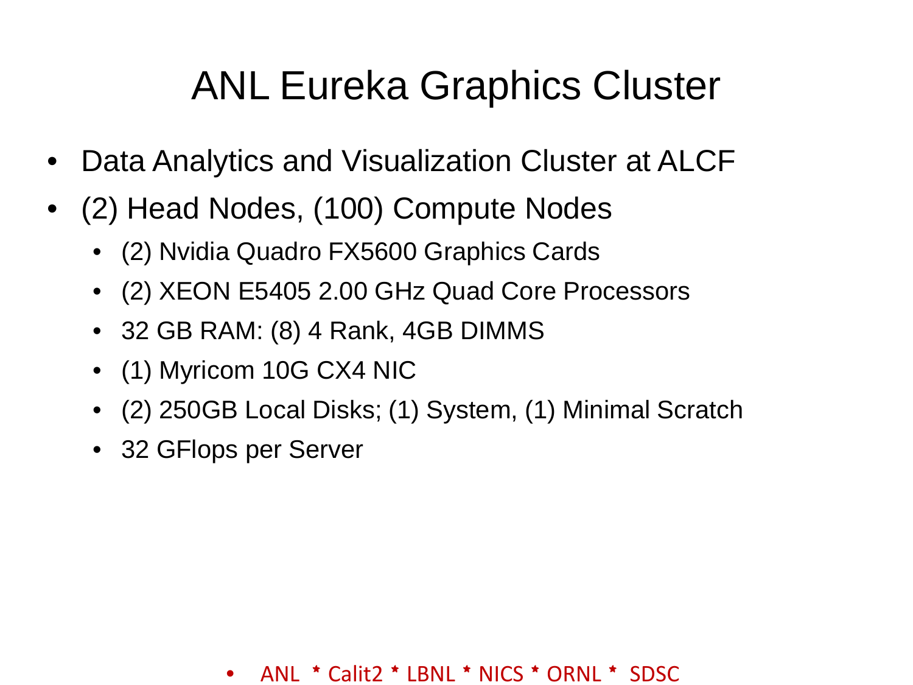# ANL Eureka Graphics Cluster

- Data Analytics and Visualization Cluster at ALCF
- (2) Head Nodes, (100) Compute Nodes
  - (2) Nvidia Quadro FX5600 Graphics Cards
  - (2) XEON E5405 2.00 GHz Quad Core Processors
  - 32 GB RAM: (8) 4 Rank, 4GB DIMMS
  - (1) Myricom 10G CX4 NIC
  - (2) 250GB Local Disks; (1) System, (1) Minimal Scratch
  - 32 GFlops per Server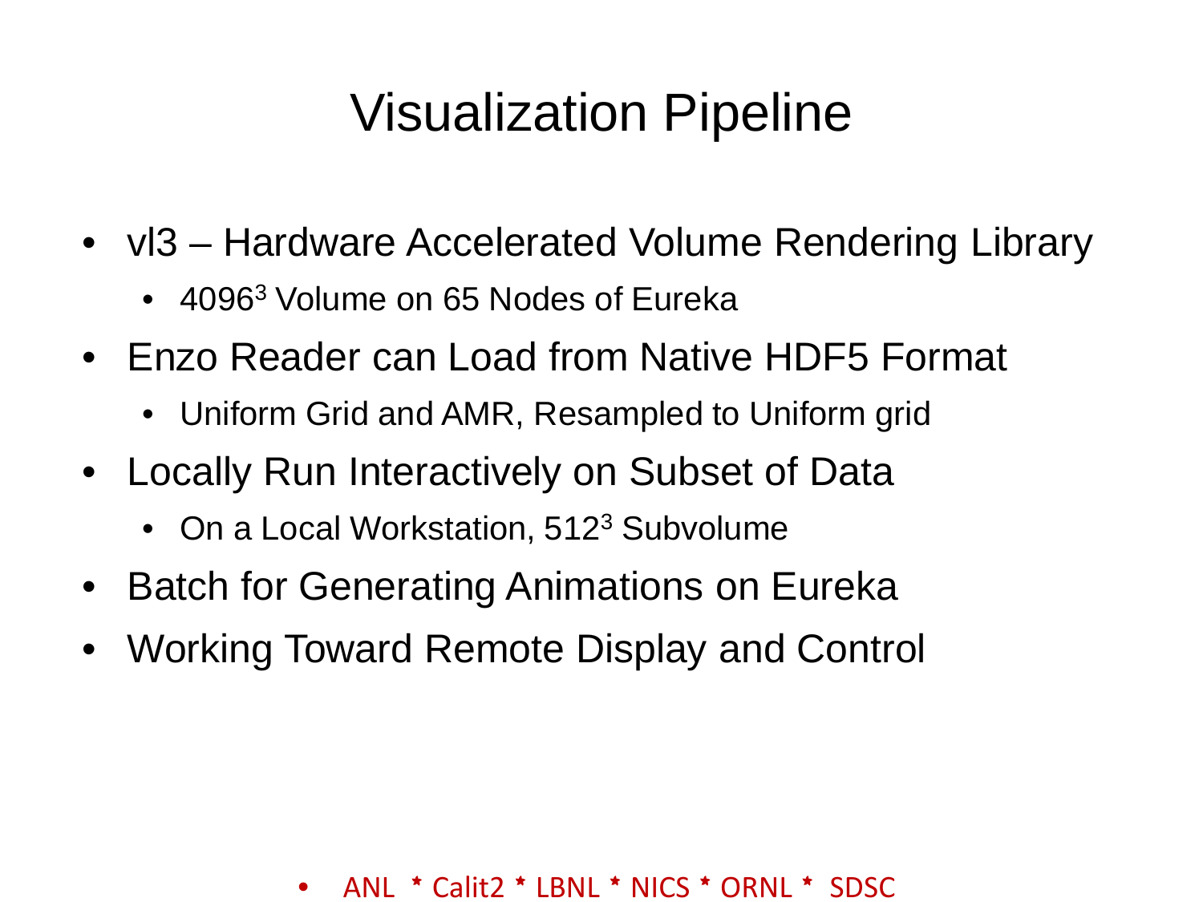# Visualization Pipeline

- vl3 – Hardware Accelerated Volume Rendering Library
  - $4096^3$ Volume on 65 Nodes of Eureka
- Enzo Reader can Load from Native HDF5 Format
  - Uniform Grid and AMR, Resampled to Uniform grid
- Locally Run Interactively on Subset of Data
  - On a Local Workstation, $512^3$ Subvolume
- Batch for Generating Animations on Eureka
- Working Toward Remote Display and Control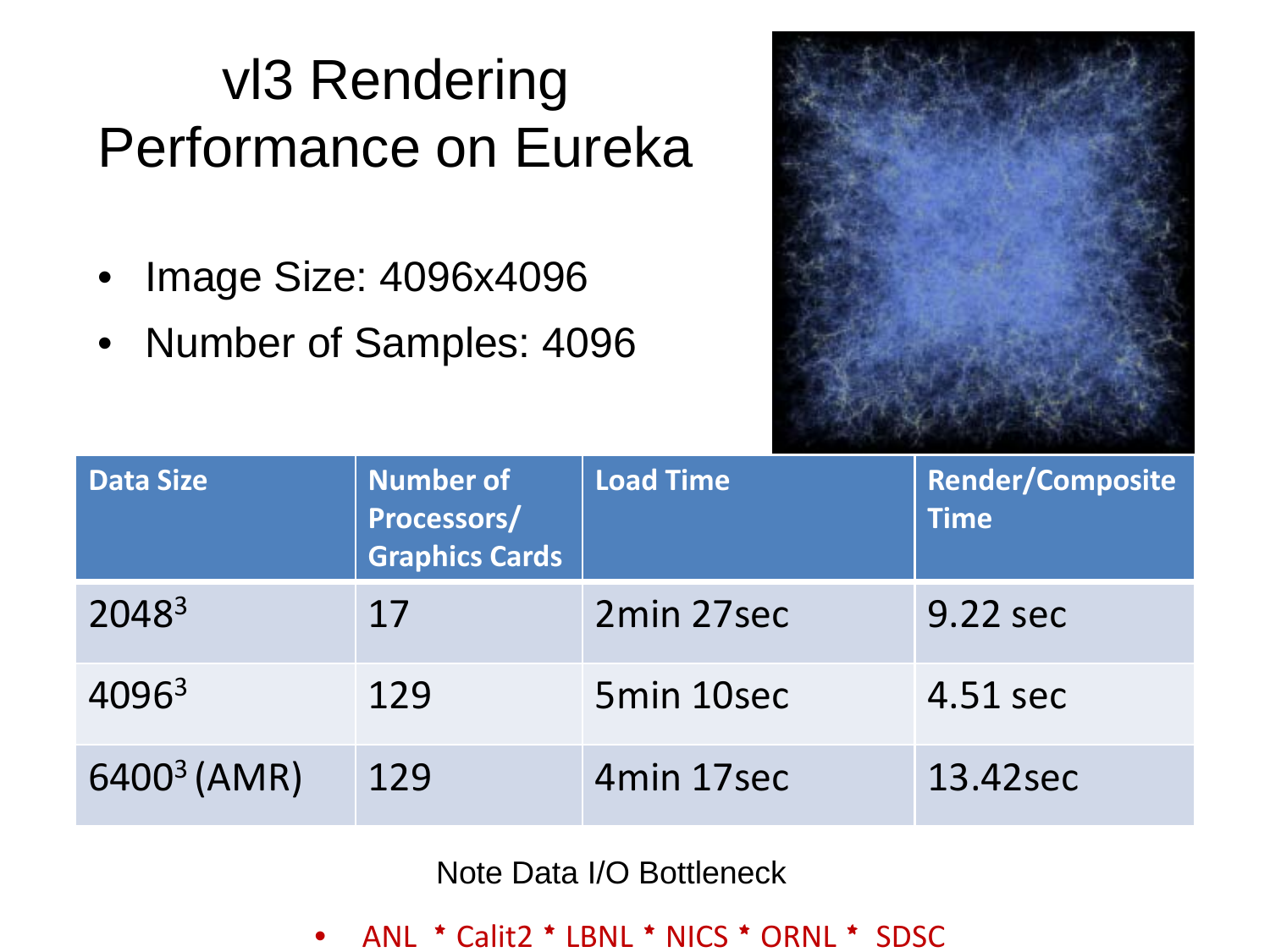# vl3 Rendering Performance on Eureka

- Image Size: 4096x4096
- Number of Samples: 4096

| Data Size | Number of Processors/ Graphics Cards | Load Time | Render/Composite Time |
|---|---|---|---|
| $2048^3$ | 17 | 2min 27sec | 9.22 sec |
| $4096^3$ | 129 | 5min 10sec | 4.51 sec |
| $6400^3$ (AMR) | 129 | 4min 17sec | 13.42sec |

Note Data I/O Bottleneck

- ANL * Calit2 * LBNL * NICS * ORNL * SDSC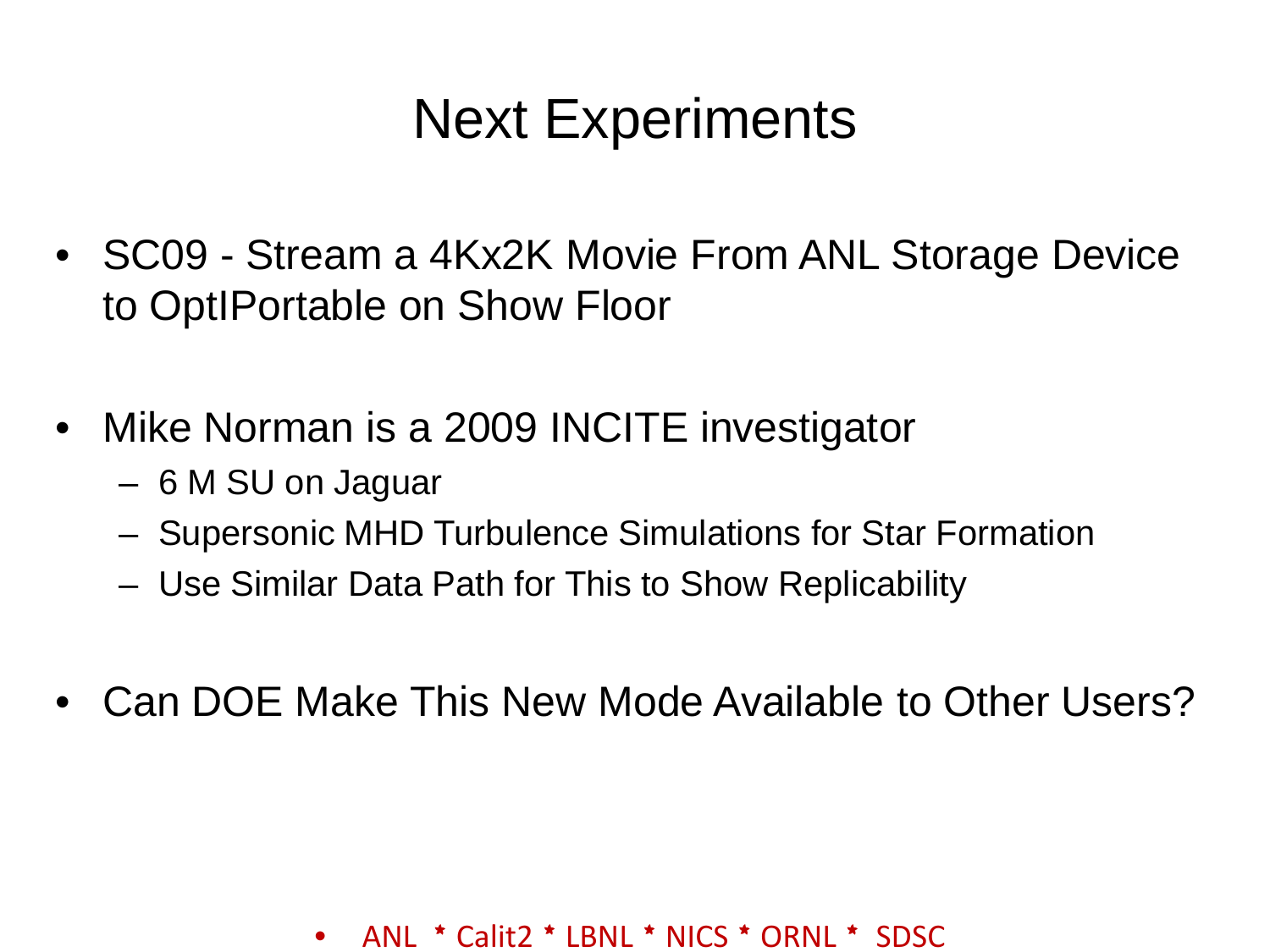# Next Experiments

- SC09 - Stream a 4Kx2K Movie From ANL Storage Device to OptIPortable on Show Floor
- Mike Norman is a 2009 INCITE investigator
  - 6 M SU on Jaguar
  - Supersonic MHD Turbulence Simulations for Star Formation
  - Use Similar Data Path for This to Show Replicability
- Can DOE Make This New Mode Available to Other Users?

- ANL * Calit2 * LBNL * NICS * ORNL * SDSC